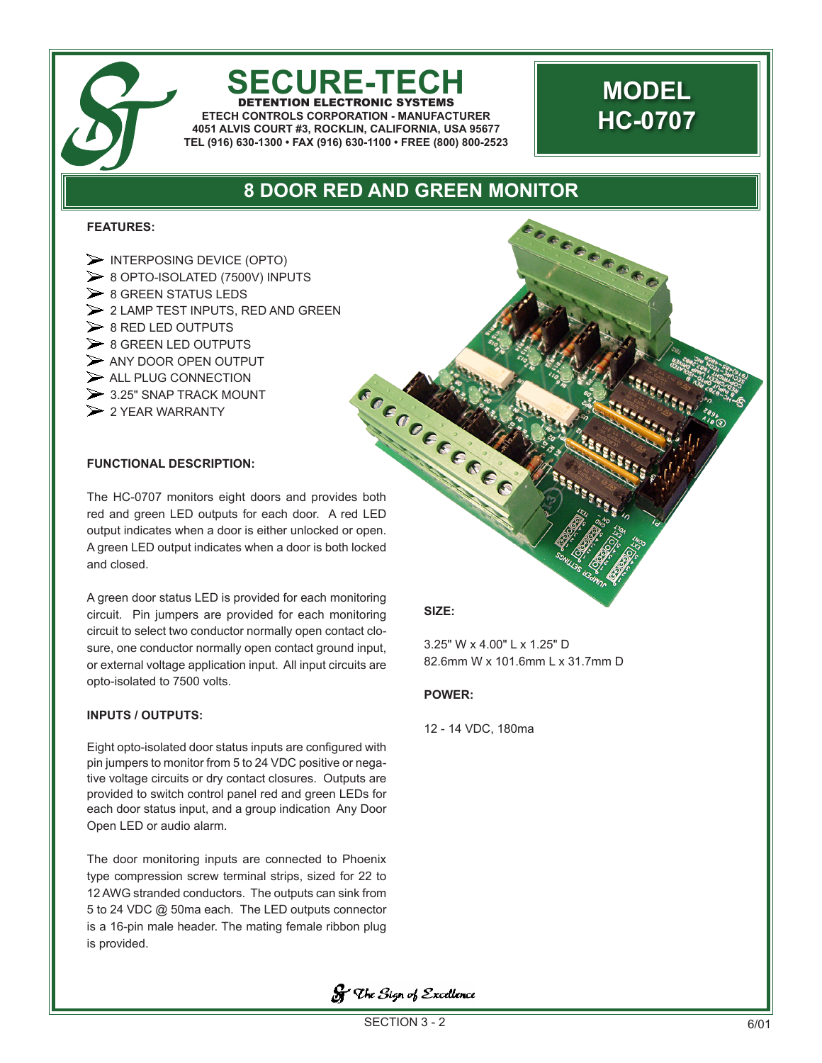# SECURE-TECH

**DETENTION ELECTRONIC SYSTEMS**

**ETECH CONTROLS CORPORATION - MANUFACTURER**
**4051 ALVIS COURT #3, ROCKLIN, CALIFORNIA, USA 95677**
**TEL (916) 630-1300 • FAX (916) 630-1100 • FREE (800) 800-2523**

# MODEL HC-0707

## 8 DOOR RED AND GREEN MONITOR

### FEATURES:

- INTERPOSING DEVICE (OPTO)
- 8 OPTO-ISOLATED (7500V) INPUTS
- 8 GREEN STATUS LEDS
- 2 LAMP TEST INPUTS, RED AND GREEN
- 8 RED LED OUTPUTS
- 8 GREEN LED OUTPUTS
- ANY DOOR OPEN OUTPUT
- ALL PLUG CONNECTION
- 3.25" SNAP TRACK MOUNT
- 2 YEAR WARRANTY

### FUNCTIONAL DESCRIPTION:

The HC-0707 monitors eight doors and provides both red and green LED outputs for each door. A red LED output indicates when a door is either unlocked or open. A green LED output indicates when a door is both locked and closed.

A green door status LED is provided for each monitoring circuit. Pin jumpers are provided for each monitoring circuit to select two conductor normally open contact closure, one conductor normally open contact ground input, or external voltage application input. All input circuits are opto-isolated to 7500 volts.

### INPUTS / OUTPUTS:

Eight opto-isolated door status inputs are configured with pin jumpers to monitor from 5 to 24 VDC positive or negative voltage circuits or dry contact closures. Outputs are provided to switch control panel red and green LEDs for each door status input, and a group indication Any Door Open LED or audio alarm.

The door monitoring inputs are connected to Phoenix type compression screw terminal strips, sized for 22 to 12 AWG stranded conductors. The outputs can sink from 5 to 24 VDC @ 50ma each. The LED outputs connector is a 16-pin male header. The mating female ribbon plug is provided.

### SIZE:

3.25" W x 4.00" L x 1.25" D
82.6mm W x 101.6mm L x 31.7mm D

### POWER:

12 - 14 VDC, 180ma

*The Sign of Excellence*

SECTION 3 - 2

6/01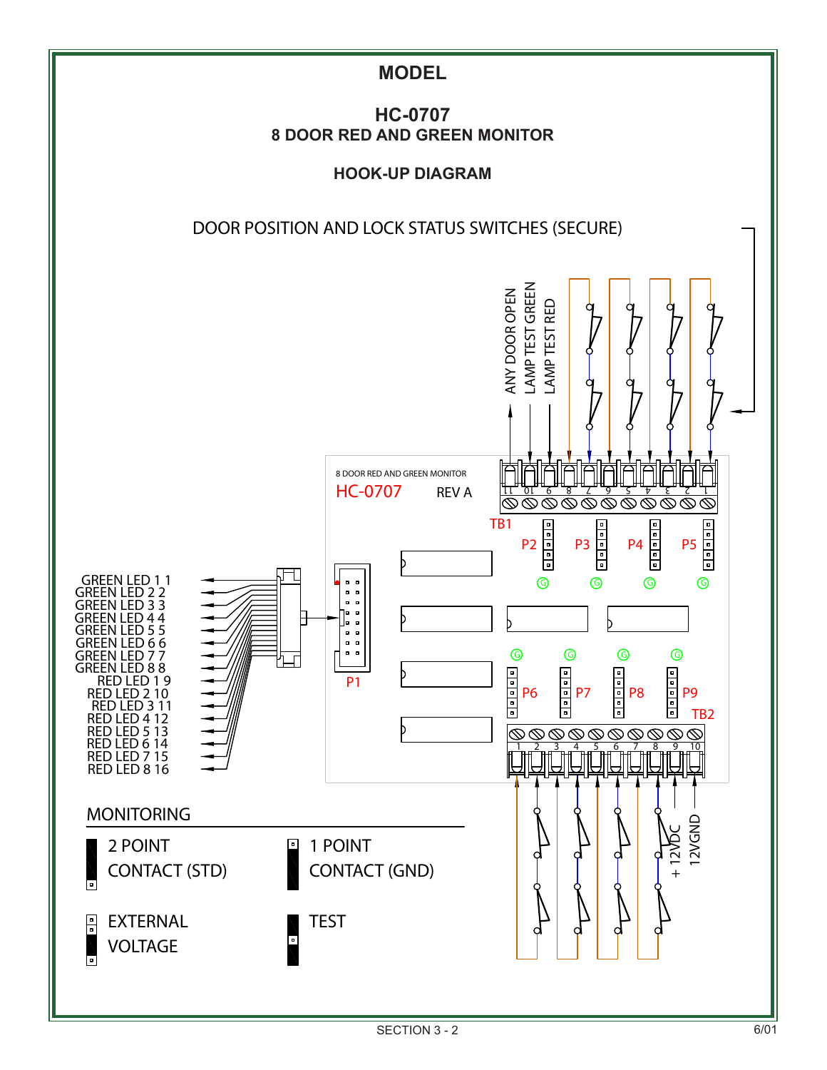# MODEL

## HC-0707
### 8 DOOR RED AND GREEN MONITOR

### HOOK-UP DIAGRAM

DOOR POSITION AND LOCK STATUS SWITCHES (SECURE)

ANY DOOR OPEN
LAMP TEST GREEN
LAMP TEST RED

8 DOOR RED AND GREEN MONITOR
HC-0707 REV A

TB1
11 10 9 8 7 6 5 4 3 2 1

P2 P3 P4 P5

P1

GREEN LED 1 1
GREEN LED 2 2
GREEN LED 3 3
GREEN LED 4 4
GREEN LED 5 5
GREEN LED 6 6
GREEN LED 7 7
GREEN LED 8 8
RED LED 1 9
RED LED 2 10
RED LED 3 11
RED LED 4 12
RED LED 5 13
RED LED 6 14
RED LED 7 15
RED LED 8 16

P6 P7 P8 P9
TB2
1 2 3 4 5 6 7 8 9 10

+ 12VDC
12VGND

MONITORING

2 POINT CONTACT (STD)

1 POINT CONTACT (GND)

EXTERNAL VOLTAGE

TEST